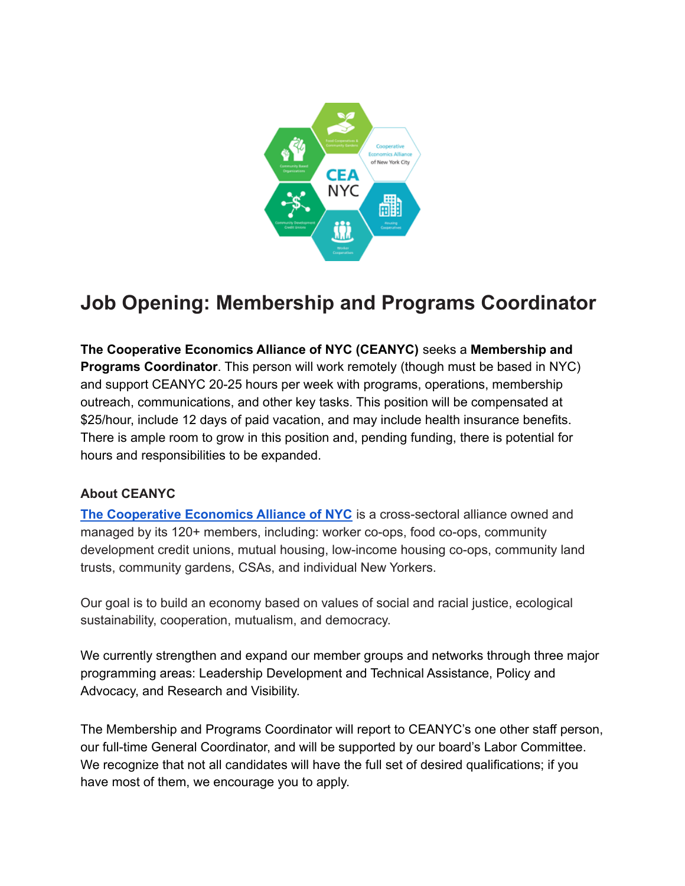# Job Opening: Membership and Programs Coordinator

**The Cooperative Economics Alliance of NYC (CEANYC)** seeks a **Membership and Programs Coordinator**. This person will work remotely (though must be based in NYC) and support CEANYC 20-25 hours per week with programs, operations, membership outreach, communications, and other key tasks. This position will be compensated at $25/hour, include 12 days of paid vacation, and may include health insurance benefits. There is ample room to grow in this position and, pending funding, there is potential for hours and responsibilities to be expanded.

### About CEANYC

The Cooperative Economics Alliance of NYC is a cross-sectoral alliance owned and managed by its 120+ members, including: worker co-ops, food co-ops, community development credit unions, mutual housing, low-income housing co-ops, community land trusts, community gardens, CSAs, and individual New Yorkers.

Our goal is to build an economy based on values of social and racial justice, ecological sustainability, cooperation, mutualism, and democracy.

We currently strengthen and expand our member groups and networks through three major programming areas: Leadership Development and Technical Assistance, Policy and Advocacy, and Research and Visibility.

The Membership and Programs Coordinator will report to CEANYC's one other staff person, our full-time General Coordinator, and will be supported by our board's Labor Committee. We recognize that not all candidates will have the full set of desired qualifications; if you have most of them, we encourage you to apply.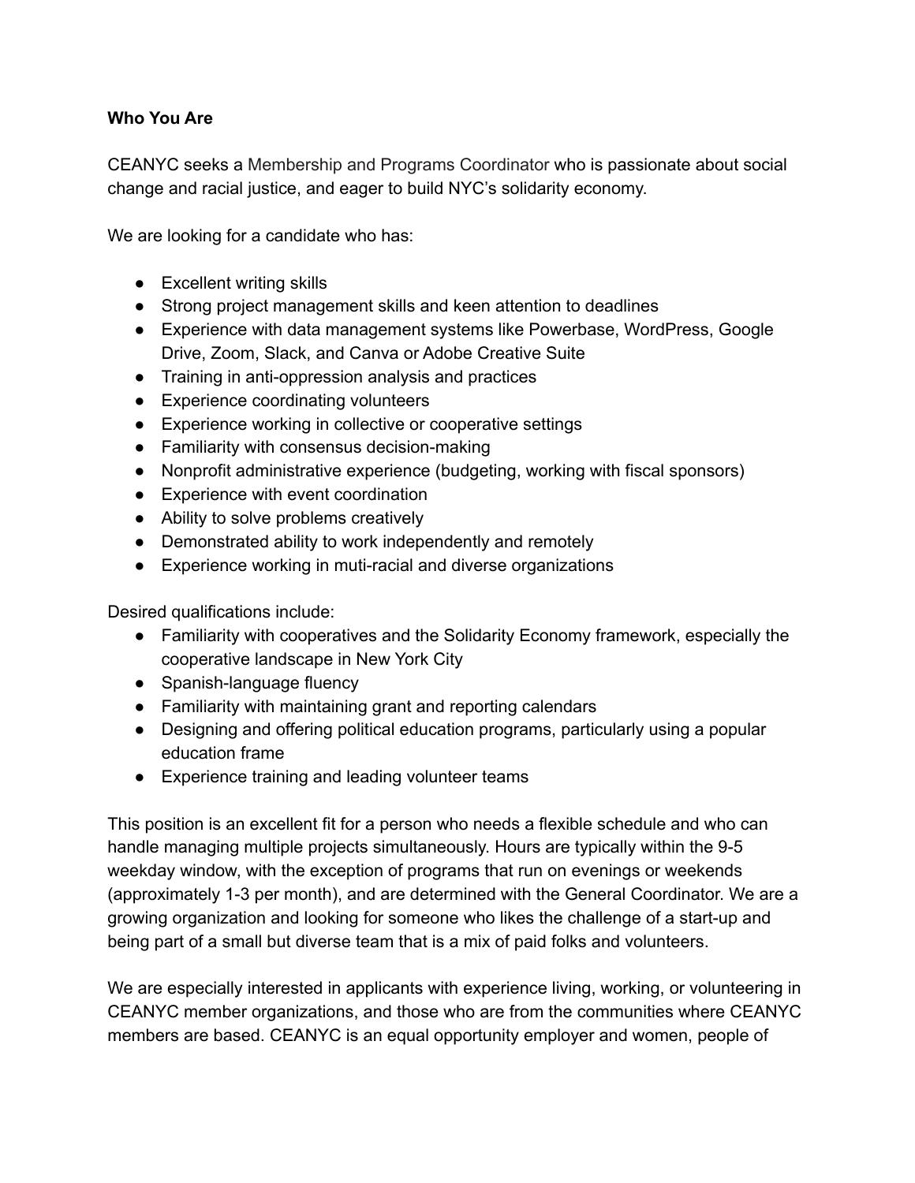**Who You Are**

CEANYC seeks a Membership and Programs Coordinator who is passionate about social change and racial justice, and eager to build NYC's solidarity economy.

We are looking for a candidate who has:

- Excellent writing skills
- Strong project management skills and keen attention to deadlines
- Experience with data management systems like Powerbase, WordPress, Google Drive, Zoom, Slack, and Canva or Adobe Creative Suite
- Training in anti-oppression analysis and practices
- Experience coordinating volunteers
- Experience working in collective or cooperative settings
- Familiarity with consensus decision-making
- Nonprofit administrative experience (budgeting, working with fiscal sponsors)
- Experience with event coordination
- Ability to solve problems creatively
- Demonstrated ability to work independently and remotely
- Experience working in muti-racial and diverse organizations

Desired qualifications include:

- Familiarity with cooperatives and the Solidarity Economy framework, especially the cooperative landscape in New York City
- Spanish-language fluency
- Familiarity with maintaining grant and reporting calendars
- Designing and offering political education programs, particularly using a popular education frame
- Experience training and leading volunteer teams

This position is an excellent fit for a person who needs a flexible schedule and who can handle managing multiple projects simultaneously. Hours are typically within the 9-5 weekday window, with the exception of programs that run on evenings or weekends (approximately 1-3 per month), and are determined with the General Coordinator. We are a growing organization and looking for someone who likes the challenge of a start-up and being part of a small but diverse team that is a mix of paid folks and volunteers.

We are especially interested in applicants with experience living, working, or volunteering in CEANYC member organizations, and those who are from the communities where CEANYC members are based. CEANYC is an equal opportunity employer and women, people of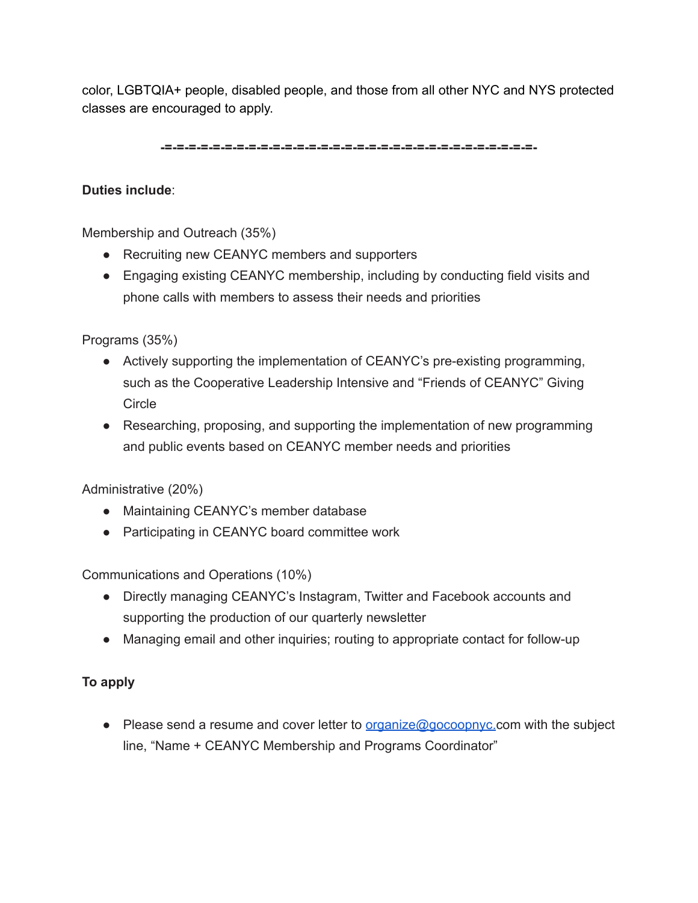color, LGBTQIA+ people, disabled people, and those from all other NYC and NYS protected classes are encouraged to apply.

-=-=-=-=-=-=-=-=-=-=-=-=-=-=-=-=-=-=-=-=-=-=-=-=-=-=-=-=-=-=-=-=-=-=-=-=-=-=-=-

**Duties include**:

Membership and Outreach (35%)

- Recruiting new CEANYC members and supporters
- Engaging existing CEANYC membership, including by conducting field visits and phone calls with members to assess their needs and priorities

Programs (35%)

- Actively supporting the implementation of CEANYC's pre-existing programming, such as the Cooperative Leadership Intensive and "Friends of CEANYC" Giving Circle
- Researching, proposing, and supporting the implementation of new programming and public events based on CEANYC member needs and priorities

Administrative (20%)

- Maintaining CEANYC's member database
- Participating in CEANYC board committee work

Communications and Operations (10%)

- Directly managing CEANYC's Instagram, Twitter and Facebook accounts and supporting the production of our quarterly newsletter
- Managing email and other inquiries; routing to appropriate contact for follow-up

**To apply**

- Please send a resume and cover letter to organize@gocoopnyc.com with the subject line, "Name + CEANYC Membership and Programs Coordinator"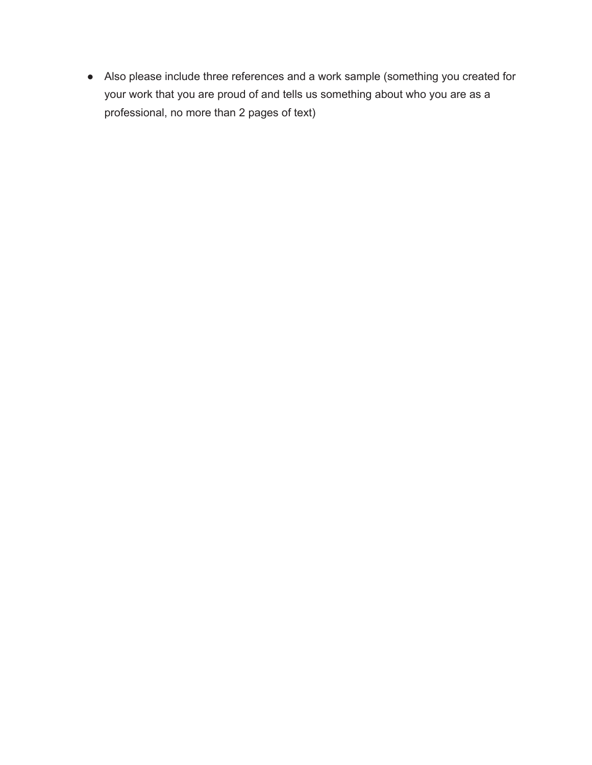- Also please include three references and a work sample (something you created for your work that you are proud of and tells us something about who you are as a professional, no more than 2 pages of text)